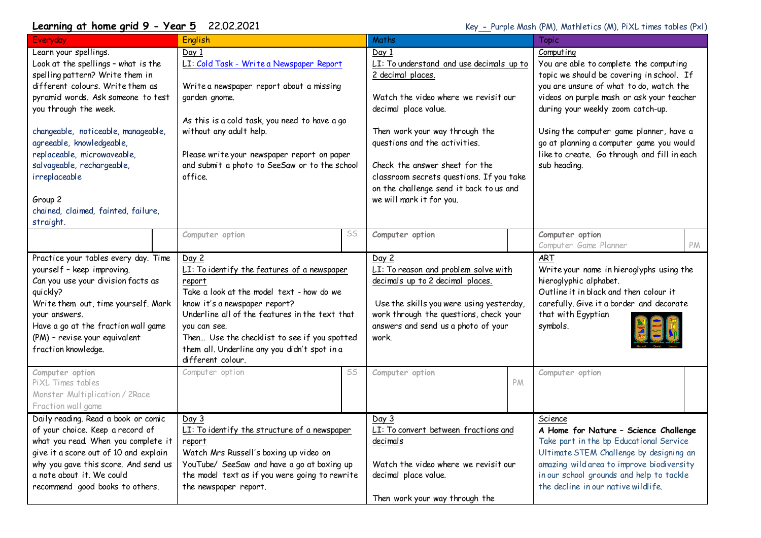# Learning at home grid 9 - Year 5 22.02.2021

Key – Purple Mash (PM), Mathletics (M), PiXL times tables (Pxl)

| Everyday | English | Maths | Topic |
|---|---|---|---|
| Learn your spellings.<br>Look at the spellings – what is the spelling pattern? Write them in different colours. Write them as pyramid words. Ask someone to test you through the week.<br><br>changeable, noticeable, manageable, agreeable, knowledgeable, replaceable, microwaveable, salvageable, rechargeable, irreplaceable<br><br>Group 2<br>chained, claimed, fainted, failure, straight. | Day 1<br>LI: Cold Task - Write a Newspaper Report<br><br>Write a newspaper report about a missing garden gnome.<br><br>As this is a cold task, you need to have a go without any adult help.<br><br>Please write your newspaper report on paper and submit a photo to SeeSaw or to the school office. | Day 1<br>LI: To understand and use decimals up to 2 decimal places.<br><br>Watch the video where we revisit our decimal place value.<br><br>Then work your way through the questions and the activities.<br><br>Check the answer sheet for the classroom secrets questions. If you take on the challenge send it back to us and we will mark it for you. | Computing<br>You are able to complete the computing topic we should be covering in school. If you are unsure of what to do, watch the videos on purple mash or ask your teacher during your weekly zoom catch-up.<br><br>Using the computer game planner, have a go at planning a computer game you would like to create. Go through and fill in each sub heading. |
| | Computer option — SS | Computer option | Computer option<br>Computer Game Planner — PM |
| Practice your tables every day. Time yourself – keep improving.<br>Can you use your division facts as quickly?<br>Write them out, time yourself. Mark your answers.<br>Have a go at the fraction wall game (PM) – revise your equivalent fraction knowledge. | Day 2<br>LI: To identify the features of a newspaper report<br>Take a look at the model text - how do we know it's a newspaper report?<br>Underline all of the features in the text that you can see.<br>Then… Use the checklist to see if you spotted them all. Underline any you didn't spot in a different colour. | Day 2<br>LI: To reason and problem solve with decimals up to 2 decimal places.<br><br>Use the skills you were using yesterday, work through the questions, check your answers and send us a photo of your work. | ART<br>Write your name in hieroglyphs using the hieroglyphic alphabet.<br>Outline it in black and then colour it carefully. Give it a border and decorate that with Egyptian symbols. |
| Computer option<br>PiXL Times tables<br>Monster Multiplication / 2Race<br>Fraction wall game | Computer option — SS | Computer option — PM | Computer option |
| Daily reading. Read a book or comic of your choice. Keep a record of what you read. When you complete it give it a score out of 10 and explain why you gave this score. And send us a note about it. We could recommend good books to others. | Day 3<br>LI: To identify the structure of a newspaper report<br>Watch Mrs Russell's boxing up video on YouTube/ SeeSaw and have a go at boxing up the model text as if you were going to rewrite the newspaper report. | Day 3<br>LI: To convert between fractions and decimals<br><br>Watch the video where we revisit our decimal place value.<br><br>Then work your way through the | Science<br>**A Home for Nature – Science Challenge**<br>Take part in the bp Educational Service Ultimate STEM Challenge by designing an amazing wild area to improve biodiversity in our school grounds and help to tackle the decline in our native wildlife. |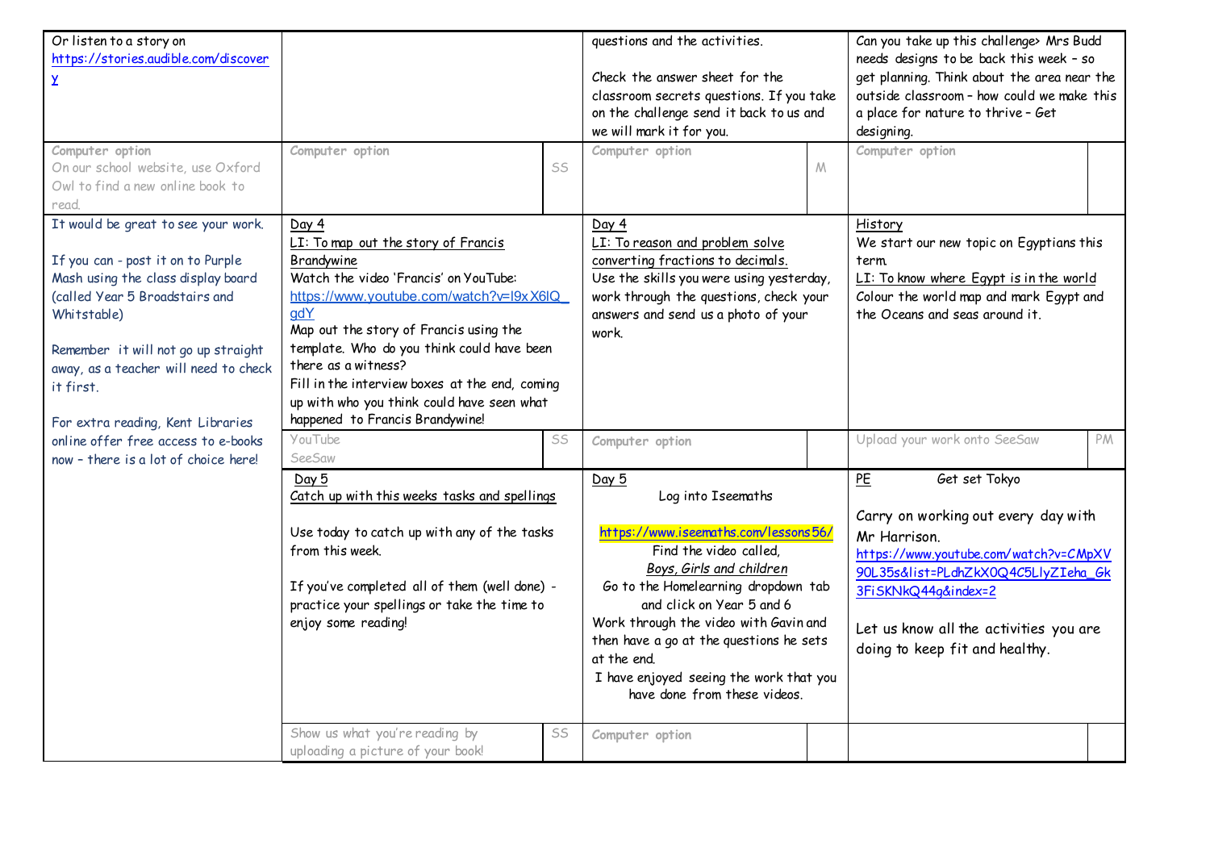| | | | | | | |
|---|---|---|---|---|---|---|
| Or listen to a story on https://stories.audible.com/discovery | | | questions and the activities.<br><br>Check the answer sheet for the classroom secrets questions. If you take on the challenge send it back to us and we will mark it for you. | | Can you take up this challenge> Mrs Budd needs designs to be back this week – so get planning. Think about the area near the outside classroom – how could we make this a place for nature to thrive – Get designing. | |
| **Computer option**<br>On our school website, use Oxford Owl to find a new online book to read. | **Computer option** | SS | **Computer option** | M | **Computer option** | |
| It would be great to see your work.<br><br>If you can - post it on to Purple Mash using the class display board (called Year 5 Broadstairs and Whitstable)<br><br>Remember it will not go up straight away, as a teacher will need to check it first.<br><br>For extra reading, Kent Libraries online offer free access to e-books now – there is a lot of choice here! | Day 4<br>LI: To map out the story of Francis Brandywine<br>Watch the video 'Francis' on YouTube: https://www.youtube.com/watch?v=I9xX6IQ_gdY<br>Map out the story of Francis using the template. Who do you think could have been there as a witness?<br>Fill in the interview boxes at the end, coming up with who you think could have seen what happened to Francis Brandywine! | | Day 4<br>LI: To reason and problem solve converting fractions to decimals.<br>Use the skills you were using yesterday, work through the questions, check your answers and send us a photo of your work. | | History<br>We start our new topic on Egyptians this term.<br>LI: To know where Egypt is in the world<br>Colour the world map and mark Egypt and the Oceans and seas around it. | |
| | YouTube<br>SeeSaw | SS | **Computer option** | | Upload your work onto SeeSaw | PM |
| | Day 5<br>Catch up with this weeks tasks and spellings<br><br>Use today to catch up with any of the tasks from this week.<br><br>If you've completed all of them (well done) - practice your spellings or take the time to enjoy some reading! | | Day 5<br>Log into Iseemaths<br><br>https://www.iseemaths.com/lessons56/<br>Find the video called,<br>*Boys, Girls and children*<br>Go to the Homelearning dropdown tab and click on Year 5 and 6<br>Work through the video with Gavin and then have a go at the questions he sets at the end.<br>I have enjoyed seeing the work that you have done from these videos. | | PE Get set Tokyo<br><br>Carry on working out every day with Mr Harrison.<br>https://www.youtube.com/watch?v=CMpXV90L35s&list=PLdhZkX0Q4C5LlyZIeha_Gk3FiSKNkQ44g&index=2<br><br>Let us know all the activities you are doing to keep fit and healthy. | |
| | Show us what you're reading by uploading a picture of your book! | SS | **Computer option** | | | |